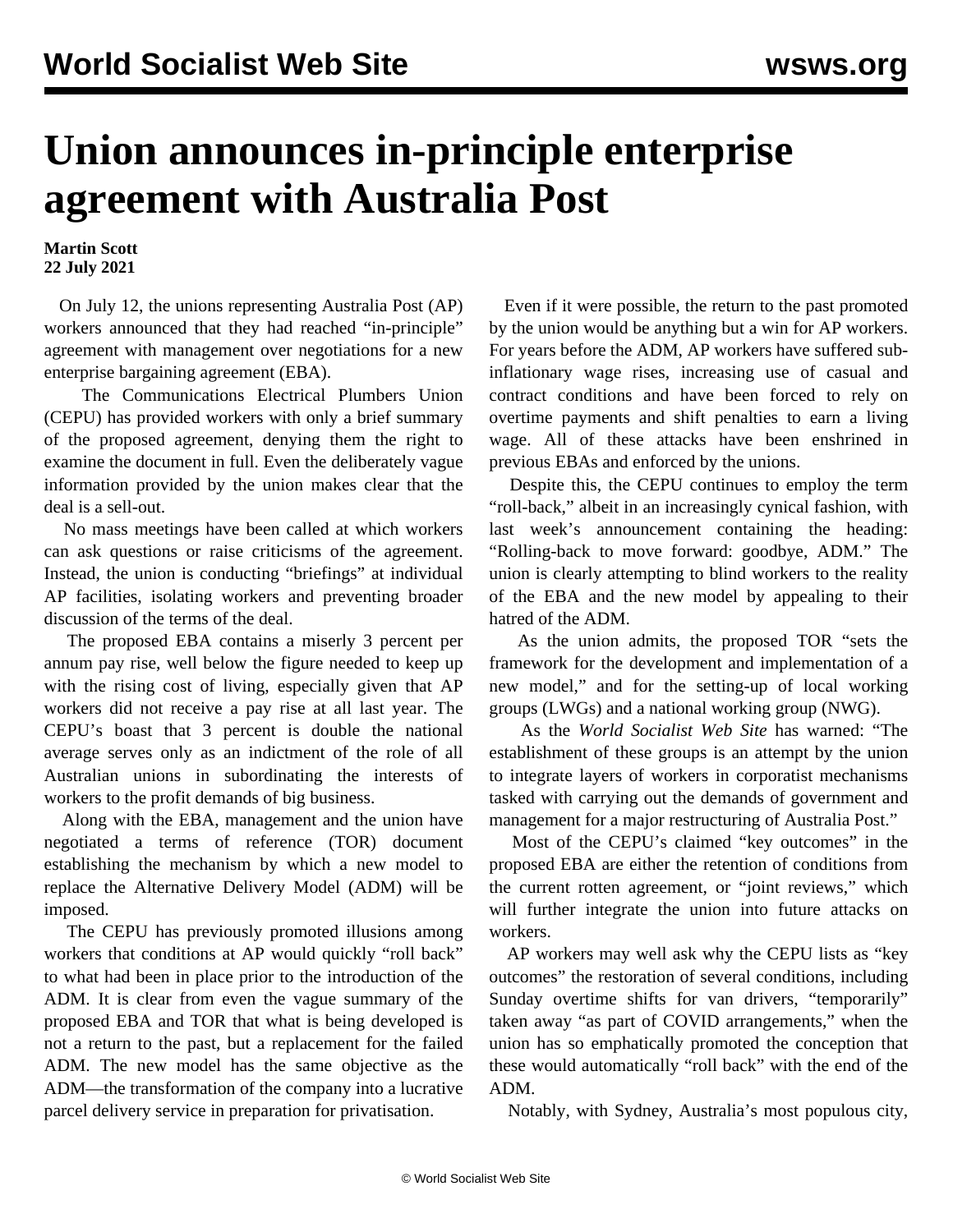// This page contains a top header "World Socialist Web Site wsws.org" that's a running header; omitting.

# Union announces in-principle enterprise agreement with Australia Post

**Martin Scott**
**22 July 2021**

On July 12, the unions representing Australia Post (AP) workers announced that they had reached "in-principle" agreement with management over negotiations for a new enterprise bargaining agreement (EBA).

The Communications Electrical Plumbers Union (CEPU) has provided workers with only a brief summary of the proposed agreement, denying them the right to examine the document in full. Even the deliberately vague information provided by the union makes clear that the deal is a sell-out.

No mass meetings have been called at which workers can ask questions or raise criticisms of the agreement. Instead, the union is conducting "briefings" at individual AP facilities, isolating workers and preventing broader discussion of the terms of the deal.

The proposed EBA contains a miserly 3 percent per annum pay rise, well below the figure needed to keep up with the rising cost of living, especially given that AP workers did not receive a pay rise at all last year. The CEPU's boast that 3 percent is double the national average serves only as an indictment of the role of all Australian unions in subordinating the interests of workers to the profit demands of big business.

Along with the EBA, management and the union have negotiated a terms of reference (TOR) document establishing the mechanism by which a new model to replace the Alternative Delivery Model (ADM) will be imposed.

The CEPU has previously promoted illusions among workers that conditions at AP would quickly "roll back" to what had been in place prior to the introduction of the ADM. It is clear from even the vague summary of the proposed EBA and TOR that what is being developed is not a return to the past, but a replacement for the failed ADM. The new model has the same objective as the ADM—the transformation of the company into a lucrative parcel delivery service in preparation for privatisation.

Even if it were possible, the return to the past promoted by the union would be anything but a win for AP workers. For years before the ADM, AP workers have suffered sub-inflationary wage rises, increasing use of casual and contract conditions and have been forced to rely on overtime payments and shift penalties to earn a living wage. All of these attacks have been enshrined in previous EBAs and enforced by the unions.

Despite this, the CEPU continues to employ the term "roll-back," albeit in an increasingly cynical fashion, with last week's announcement containing the heading: "Rolling-back to move forward: goodbye, ADM." The union is clearly attempting to blind workers to the reality of the EBA and the new model by appealing to their hatred of the ADM.

As the union admits, the proposed TOR "sets the framework for the development and implementation of a new model," and for the setting-up of local working groups (LWGs) and a national working group (NWG).

As the *World Socialist Web Site* has warned: "The establishment of these groups is an attempt by the union to integrate layers of workers in corporatist mechanisms tasked with carrying out the demands of government and management for a major restructuring of Australia Post."

Most of the CEPU's claimed "key outcomes" in the proposed EBA are either the retention of conditions from the current rotten agreement, or "joint reviews," which will further integrate the union into future attacks on workers.

AP workers may well ask why the CEPU lists as "key outcomes" the restoration of several conditions, including Sunday overtime shifts for van drivers, "temporarily" taken away "as part of COVID arrangements," when the union has so emphatically promoted the conception that these would automatically "roll back" with the end of the ADM.

Notably, with Sydney, Australia's most populous city,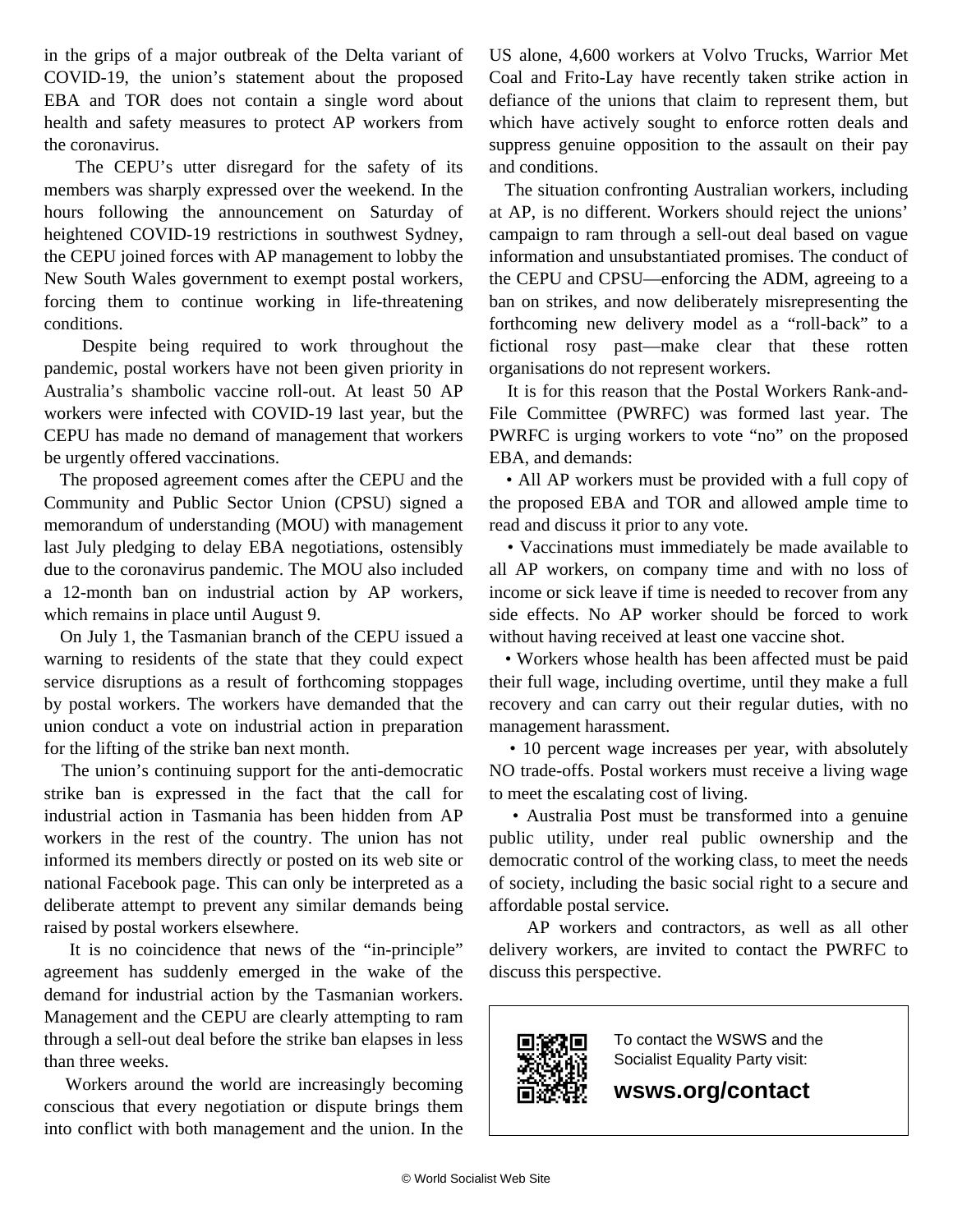in the grips of a major outbreak of the Delta variant of COVID-19, the union's statement about the proposed EBA and TOR does not contain a single word about health and safety measures to protect AP workers from the coronavirus.

The CEPU's utter disregard for the safety of its members was sharply expressed over the weekend. In the hours following the announcement on Saturday of heightened COVID-19 restrictions in southwest Sydney, the CEPU joined forces with AP management to lobby the New South Wales government to exempt postal workers, forcing them to continue working in life-threatening conditions.

Despite being required to work throughout the pandemic, postal workers have not been given priority in Australia's shambolic vaccine roll-out. At least 50 AP workers were infected with COVID-19 last year, but the CEPU has made no demand of management that workers be urgently offered vaccinations.

The proposed agreement comes after the CEPU and the Community and Public Sector Union (CPSU) signed a memorandum of understanding (MOU) with management last July pledging to delay EBA negotiations, ostensibly due to the coronavirus pandemic. The MOU also included a 12-month ban on industrial action by AP workers, which remains in place until August 9.

On July 1, the Tasmanian branch of the CEPU issued a warning to residents of the state that they could expect service disruptions as a result of forthcoming stoppages by postal workers. The workers have demanded that the union conduct a vote on industrial action in preparation for the lifting of the strike ban next month.

The union's continuing support for the anti-democratic strike ban is expressed in the fact that the call for industrial action in Tasmania has been hidden from AP workers in the rest of the country. The union has not informed its members directly or posted on its web site or national Facebook page. This can only be interpreted as a deliberate attempt to prevent any similar demands being raised by postal workers elsewhere.

It is no coincidence that news of the "in-principle" agreement has suddenly emerged in the wake of the demand for industrial action by the Tasmanian workers. Management and the CEPU are clearly attempting to ram through a sell-out deal before the strike ban elapses in less than three weeks.

Workers around the world are increasingly becoming conscious that every negotiation or dispute brings them into conflict with both management and the union. In the US alone, 4,600 workers at Volvo Trucks, Warrior Met Coal and Frito-Lay have recently taken strike action in defiance of the unions that claim to represent them, but which have actively sought to enforce rotten deals and suppress genuine opposition to the assault on their pay and conditions.

The situation confronting Australian workers, including at AP, is no different. Workers should reject the unions' campaign to ram through a sell-out deal based on vague information and unsubstantiated promises. The conduct of the CEPU and CPSU—enforcing the ADM, agreeing to a ban on strikes, and now deliberately misrepresenting the forthcoming new delivery model as a "roll-back" to a fictional rosy past—make clear that these rotten organisations do not represent workers.

It is for this reason that the Postal Workers Rank-and-File Committee (PWRFC) was formed last year. The PWRFC is urging workers to vote "no" on the proposed EBA, and demands:

• All AP workers must be provided with a full copy of the proposed EBA and TOR and allowed ample time to read and discuss it prior to any vote.

• Vaccinations must immediately be made available to all AP workers, on company time and with no loss of income or sick leave if time is needed to recover from any side effects. No AP worker should be forced to work without having received at least one vaccine shot.

• Workers whose health has been affected must be paid their full wage, including overtime, until they make a full recovery and can carry out their regular duties, with no management harassment.

• 10 percent wage increases per year, with absolutely NO trade-offs. Postal workers must receive a living wage to meet the escalating cost of living.

• Australia Post must be transformed into a genuine public utility, under real public ownership and the democratic control of the working class, to meet the needs of society, including the basic social right to a secure and affordable postal service.

AP workers and contractors, as well as all other delivery workers, are invited to contact the PWRFC to discuss this perspective.

To contact the WSWS and the Socialist Equality Party visit:

**wsws.org/contact**